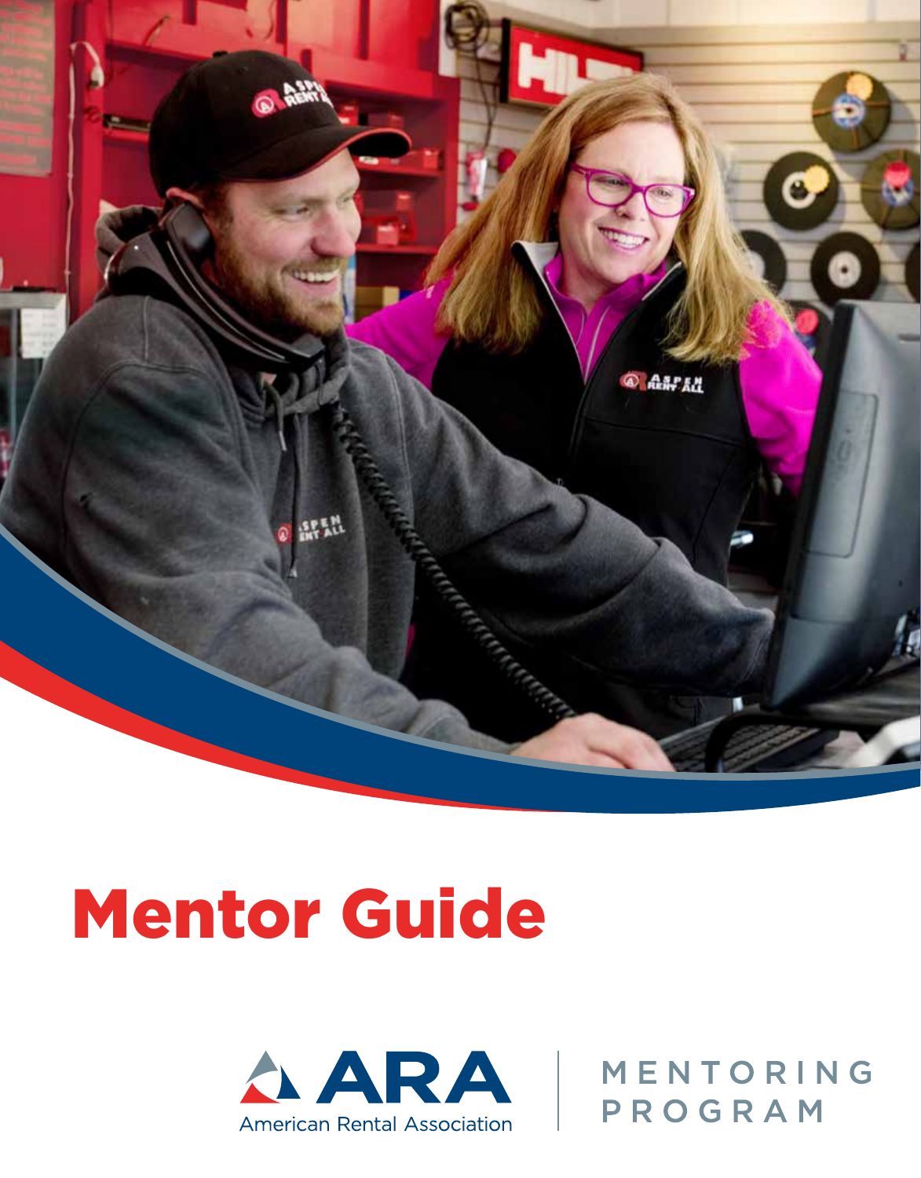# Mentor Guide

ARA

American Rental Association

MENTORING PROGRAM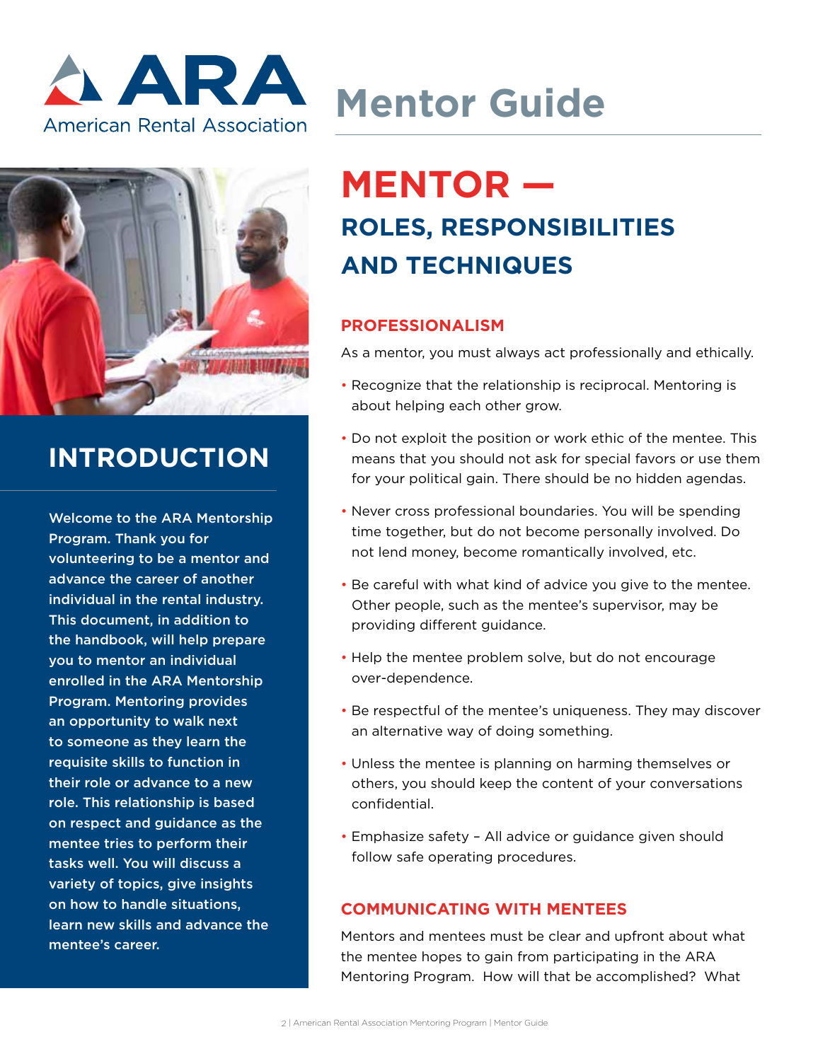# Mentor Guide

## INTRODUCTION

Welcome to the ARA Mentorship Program. Thank you for volunteering to be a mentor and advance the career of another individual in the rental industry. This document, in addition to the handbook, will help prepare you to mentor an individual enrolled in the ARA Mentorship Program. Mentoring provides an opportunity to walk next to someone as they learn the requisite skills to function in their role or advance to a new role. This relationship is based on respect and guidance as the mentee tries to perform their tasks well. You will discuss a variety of topics, give insights on how to handle situations, learn new skills and advance the mentee's career.

# MENTOR —

## ROLES, RESPONSIBILITIES AND TECHNIQUES

### PROFESSIONALISM

As a mentor, you must always act professionally and ethically.

- Recognize that the relationship is reciprocal. Mentoring is about helping each other grow.
- Do not exploit the position or work ethic of the mentee. This means that you should not ask for special favors or use them for your political gain. There should be no hidden agendas.
- Never cross professional boundaries. You will be spending time together, but do not become personally involved. Do not lend money, become romantically involved, etc.
- Be careful with what kind of advice you give to the mentee. Other people, such as the mentee's supervisor, may be providing different guidance.
- Help the mentee problem solve, but do not encourage over-dependence.
- Be respectful of the mentee's uniqueness. They may discover an alternative way of doing something.
- Unless the mentee is planning on harming themselves or others, you should keep the content of your conversations confidential.
- Emphasize safety – All advice or guidance given should follow safe operating procedures.

### COMMUNICATING WITH MENTEES

Mentors and mentees must be clear and upfront about what the mentee hopes to gain from participating in the ARA Mentoring Program. How will that be accomplished? What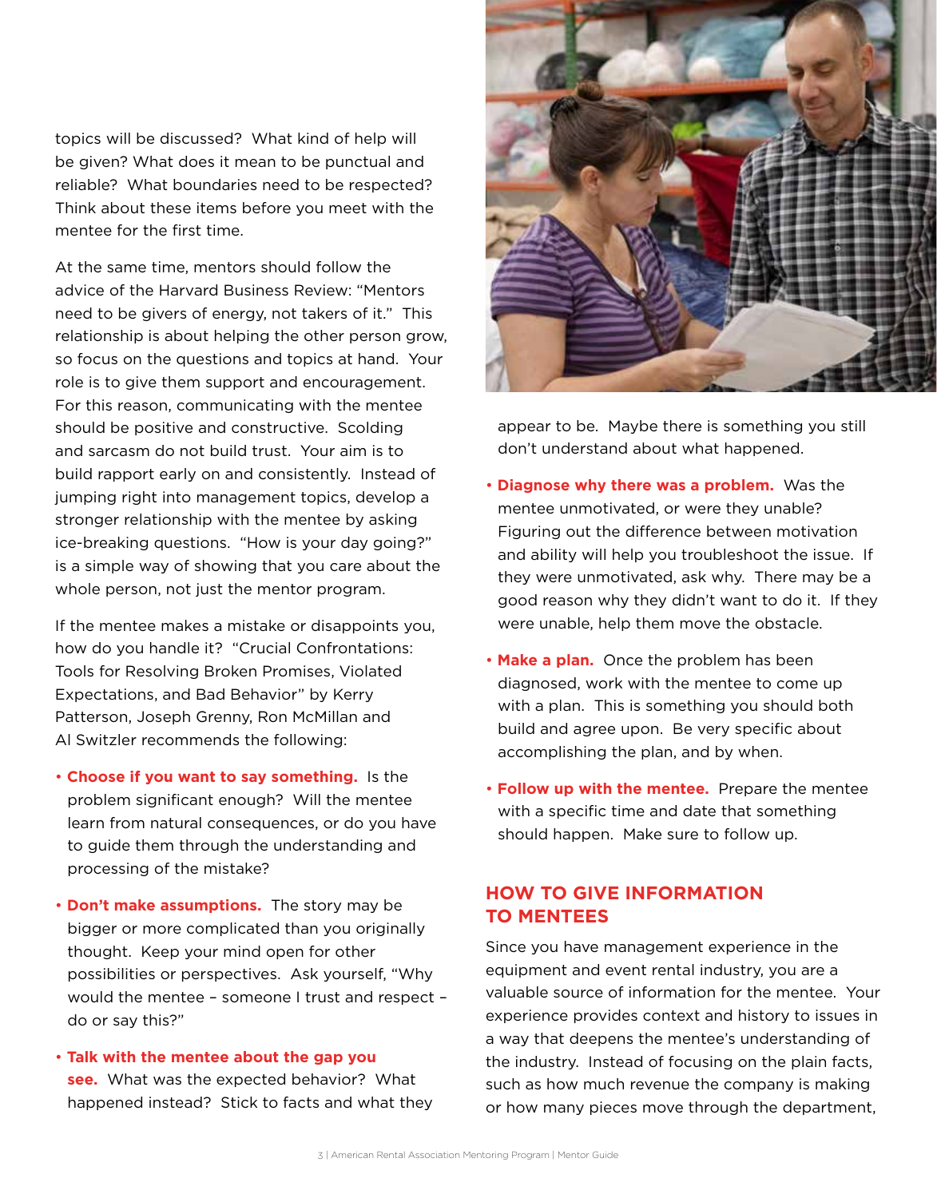topics will be discussed? What kind of help will be given? What does it mean to be punctual and reliable? What boundaries need to be respected? Think about these items before you meet with the mentee for the first time.

At the same time, mentors should follow the advice of the Harvard Business Review: "Mentors need to be givers of energy, not takers of it." This relationship is about helping the other person grow, so focus on the questions and topics at hand. Your role is to give them support and encouragement. For this reason, communicating with the mentee should be positive and constructive. Scolding and sarcasm do not build trust. Your aim is to build rapport early on and consistently. Instead of jumping right into management topics, develop a stronger relationship with the mentee by asking ice-breaking questions. "How is your day going?" is a simple way of showing that you care about the whole person, not just the mentor program.

If the mentee makes a mistake or disappoints you, how do you handle it? "Crucial Confrontations: Tools for Resolving Broken Promises, Violated Expectations, and Bad Behavior" by Kerry Patterson, Joseph Grenny, Ron McMillan and Al Switzler recommends the following:

- **Choose if you want to say something.** Is the problem significant enough? Will the mentee learn from natural consequences, or do you have to guide them through the understanding and processing of the mistake?
- **Don't make assumptions.** The story may be bigger or more complicated than you originally thought. Keep your mind open for other possibilities or perspectives. Ask yourself, "Why would the mentee – someone I trust and respect – do or say this?"
- **Talk with the mentee about the gap you see.** What was the expected behavior? What happened instead? Stick to facts and what they appear to be. Maybe there is something you still don't understand about what happened.
- **Diagnose why there was a problem.** Was the mentee unmotivated, or were they unable? Figuring out the difference between motivation and ability will help you troubleshoot the issue. If they were unmotivated, ask why. There may be a good reason why they didn't want to do it. If they were unable, help them move the obstacle.
- **Make a plan.** Once the problem has been diagnosed, work with the mentee to come up with a plan. This is something you should both build and agree upon. Be very specific about accomplishing the plan, and by when.
- **Follow up with the mentee.** Prepare the mentee with a specific time and date that something should happen. Make sure to follow up.

## HOW TO GIVE INFORMATION TO MENTEES

Since you have management experience in the equipment and event rental industry, you are a valuable source of information for the mentee. Your experience provides context and history to issues in a way that deepens the mentee's understanding of the industry. Instead of focusing on the plain facts, such as how much revenue the company is making or how many pieces move through the department,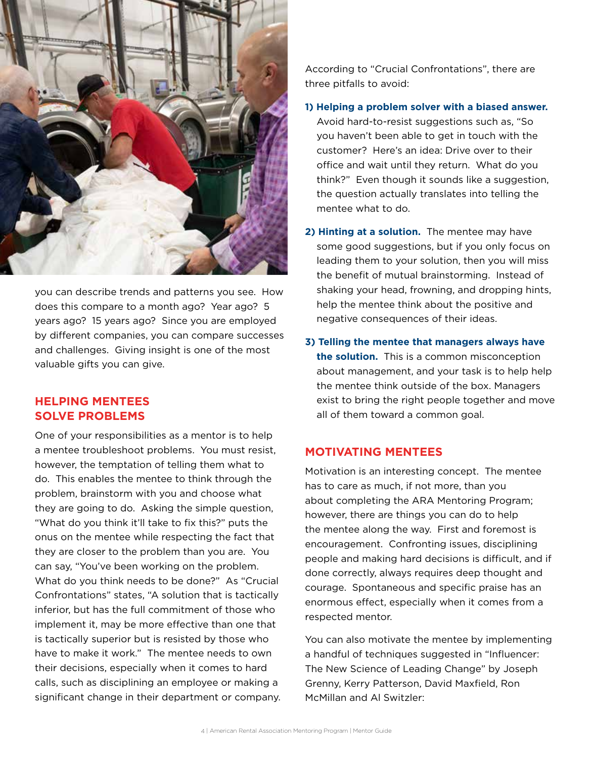you can describe trends and patterns you see. How does this compare to a month ago? Year ago? 5 years ago? 15 years ago? Since you are employed by different companies, you can compare successes and challenges. Giving insight is one of the most valuable gifts you can give.

## HELPING MENTEES SOLVE PROBLEMS

One of your responsibilities as a mentor is to help a mentee troubleshoot problems. You must resist, however, the temptation of telling them what to do. This enables the mentee to think through the problem, brainstorm with you and choose what they are going to do. Asking the simple question, "What do you think it'll take to fix this?" puts the onus on the mentee while respecting the fact that they are closer to the problem than you are. You can say, "You've been working on the problem. What do you think needs to be done?" As "Crucial Confrontations" states, "A solution that is tactically inferior, but has the full commitment of those who implement it, may be more effective than one that is tactically superior but is resisted by those who have to make it work." The mentee needs to own their decisions, especially when it comes to hard calls, such as disciplining an employee or making a significant change in their department or company.

According to "Crucial Confrontations", there are three pitfalls to avoid:

1) **Helping a problem solver with a biased answer.** Avoid hard-to-resist suggestions such as, "So you haven't been able to get in touch with the customer? Here's an idea: Drive over to their office and wait until they return. What do you think?" Even though it sounds like a suggestion, the question actually translates into telling the mentee what to do.

2) **Hinting at a solution.** The mentee may have some good suggestions, but if you only focus on leading them to your solution, then you will miss the benefit of mutual brainstorming. Instead of shaking your head, frowning, and dropping hints, help the mentee think about the positive and negative consequences of their ideas.

3) **Telling the mentee that managers always have the solution.** This is a common misconception about management, and your task is to help help the mentee think outside of the box. Managers exist to bring the right people together and move all of them toward a common goal.

## MOTIVATING MENTEES

Motivation is an interesting concept. The mentee has to care as much, if not more, than you about completing the ARA Mentoring Program; however, there are things you can do to help the mentee along the way. First and foremost is encouragement. Confronting issues, disciplining people and making hard decisions is difficult, and if done correctly, always requires deep thought and courage. Spontaneous and specific praise has an enormous effect, especially when it comes from a respected mentor.

You can also motivate the mentee by implementing a handful of techniques suggested in "Influencer: The New Science of Leading Change" by Joseph Grenny, Kerry Patterson, David Maxfield, Ron McMillan and Al Switzler: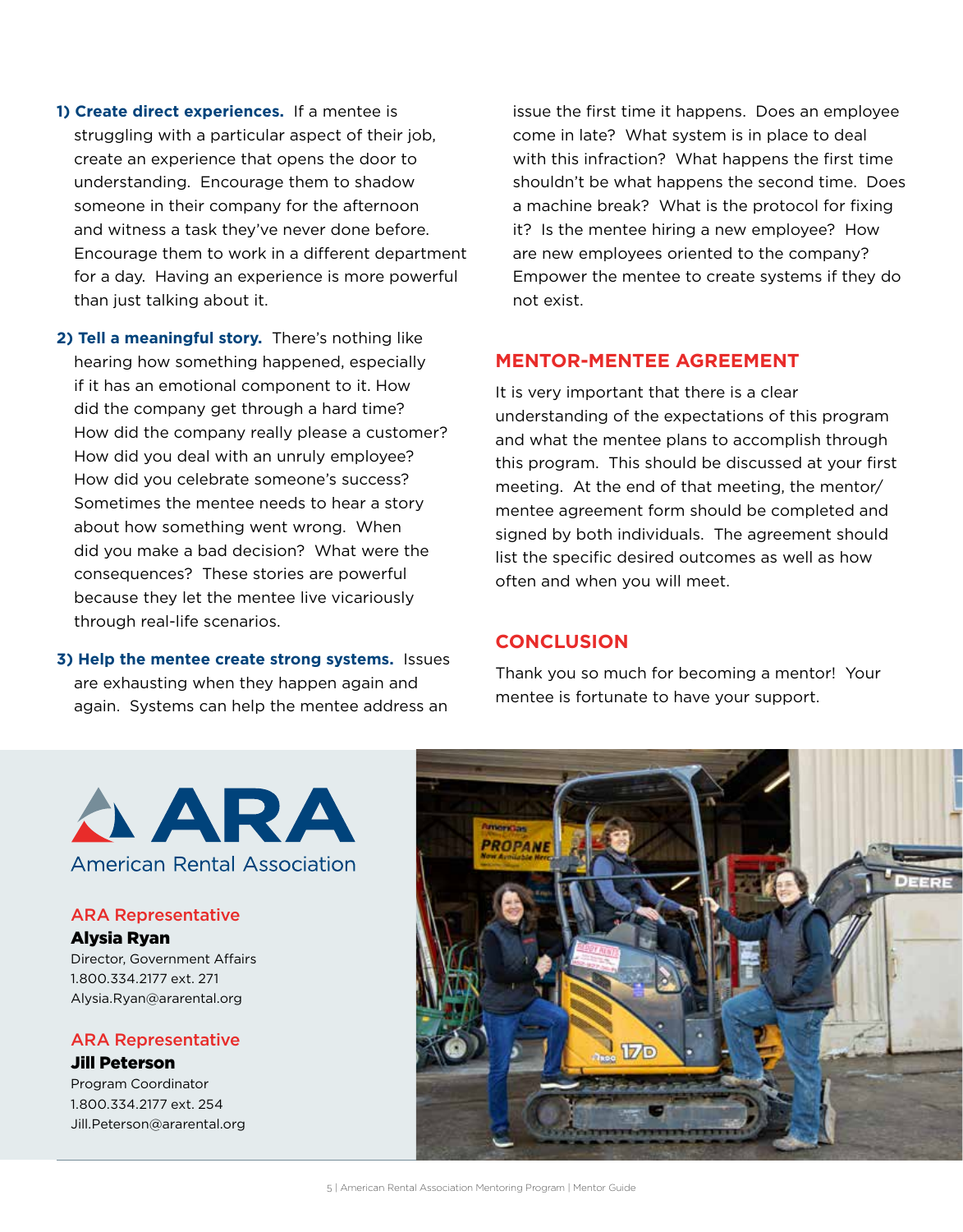1) **Create direct experiences.** If a mentee is struggling with a particular aspect of their job, create an experience that opens the door to understanding. Encourage them to shadow someone in their company for the afternoon and witness a task they've never done before. Encourage them to work in a different department for a day. Having an experience is more powerful than just talking about it.

2) **Tell a meaningful story.** There's nothing like hearing how something happened, especially if it has an emotional component to it. How did the company get through a hard time? How did the company really please a customer? How did you deal with an unruly employee? How did you celebrate someone's success? Sometimes the mentee needs to hear a story about how something went wrong. When did you make a bad decision? What were the consequences? These stories are powerful because they let the mentee live vicariously through real-life scenarios.

3) **Help the mentee create strong systems.** Issues are exhausting when they happen again and again. Systems can help the mentee address an issue the first time it happens. Does an employee come in late? What system is in place to deal with this infraction? What happens the first time shouldn't be what happens the second time. Does a machine break? What is the protocol for fixing it? Is the mentee hiring a new employee? How are new employees oriented to the company? Empower the mentee to create systems if they do not exist.

## MENTOR-MENTEE AGREEMENT

It is very important that there is a clear understanding of the expectations of this program and what the mentee plans to accomplish through this program. This should be discussed at your first meeting. At the end of that meeting, the mentor/mentee agreement form should be completed and signed by both individuals. The agreement should list the specific desired outcomes as well as how often and when you will meet.

## CONCLUSION

Thank you so much for becoming a mentor! Your mentee is fortunate to have your support.

ARA
American Rental Association

**ARA Representative**
**Alysia Ryan**
Director, Government Affairs
1.800.334.2177 ext. 271
Alysia.Ryan@ararental.org

**ARA Representative**
**Jill Peterson**
Program Coordinator
1.800.334.2177 ext. 254
Jill.Peterson@ararental.org